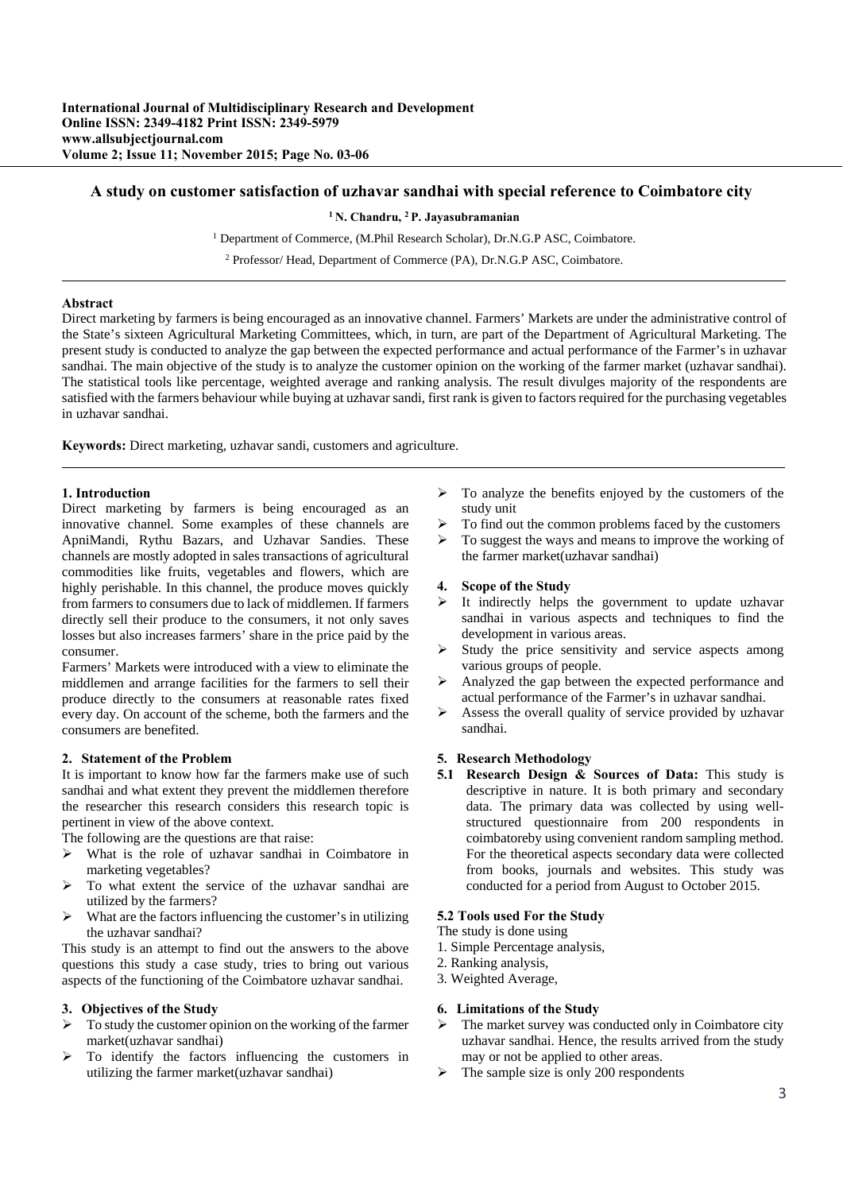# A study on customer satisfaction of uzhavar sandhai with special reference to Coimbatore city

**[1] N. Chandru, [2] P. Jayasubramanian**

[1] Department of Commerce, (M.Phil Research Scholar), Dr.N.G.P ASC, Coimbatore.

[2] Professor/ Head, Department of Commerce (PA), Dr.N.G.P ASC, Coimbatore.

**Abstract**

Direct marketing by farmers is being encouraged as an innovative channel. Farmers' Markets are under the administrative control of the State's sixteen Agricultural Marketing Committees, which, in turn, are part of the Department of Agricultural Marketing. The present study is conducted to analyze the gap between the expected performance and actual performance of the Farmer's in uzhavar sandhai. The main objective of the study is to analyze the customer opinion on the working of the farmer market (uzhavar sandhai). The statistical tools like percentage, weighted average and ranking analysis. The result divulges majority of the respondents are satisfied with the farmers behaviour while buying at uzhavar sandi, first rank is given to factors required for the purchasing vegetables in uzhavar sandhai.

**Keywords:** Direct marketing, uzhavar sandi, customers and agriculture.

## 1. Introduction

Direct marketing by farmers is being encouraged as an innovative channel. Some examples of these channels are ApniMandi, Rythu Bazars, and Uzhavar Sandies. These channels are mostly adopted in sales transactions of agricultural commodities like fruits, vegetables and flowers, which are highly perishable. In this channel, the produce moves quickly from farmers to consumers due to lack of middlemen. If farmers directly sell their produce to the consumers, it not only saves losses but also increases farmers' share in the price paid by the consumer.

Farmers' Markets were introduced with a view to eliminate the middlemen and arrange facilities for the farmers to sell their produce directly to the consumers at reasonable rates fixed every day. On account of the scheme, both the farmers and the consumers are benefited.

## 2. Statement of the Problem

It is important to know how far the farmers make use of such sandhai and what extent they prevent the middlemen therefore the researcher this research considers this research topic is pertinent in view of the above context.

The following are the questions are that raise:

- What is the role of uzhavar sandhai in Coimbatore in marketing vegetables?
- To what extent the service of the uzhavar sandhai are utilized by the farmers?
- What are the factors influencing the customer's in utilizing the uzhavar sandhai?

This study is an attempt to find out the answers to the above questions this study a case study, tries to bring out various aspects of the functioning of the Coimbatore uzhavar sandhai.

## 3. Objectives of the Study

- To study the customer opinion on the working of the farmer market(uzhavar sandhai)
- To identify the factors influencing the customers in utilizing the farmer market(uzhavar sandhai)
- To analyze the benefits enjoyed by the customers of the study unit
- To find out the common problems faced by the customers
- To suggest the ways and means to improve the working of the farmer market(uzhavar sandhai)

## 4. Scope of the Study

- It indirectly helps the government to update uzhavar sandhai in various aspects and techniques to find the development in various areas.
- Study the price sensitivity and service aspects among various groups of people.
- Analyzed the gap between the expected performance and actual performance of the Farmer's in uzhavar sandhai.
- Assess the overall quality of service provided by uzhavar sandhai.

## 5. Research Methodology

**5.1 Research Design & Sources of Data:** This study is descriptive in nature. It is both primary and secondary data. The primary data was collected by using well-structured questionnaire from 200 respondents in coimbatoreby using convenient random sampling method. For the theoretical aspects secondary data were collected from books, journals and websites. This study was conducted for a period from August to October 2015.

### 5.2 Tools used For the Study

The study is done using

1. Simple Percentage analysis,
2. Ranking analysis,
3. Weighted Average,

## 6. Limitations of the Study

- The market survey was conducted only in Coimbatore city uzhavar sandhai. Hence, the results arrived from the study may or not be applied to other areas.
- The sample size is only 200 respondents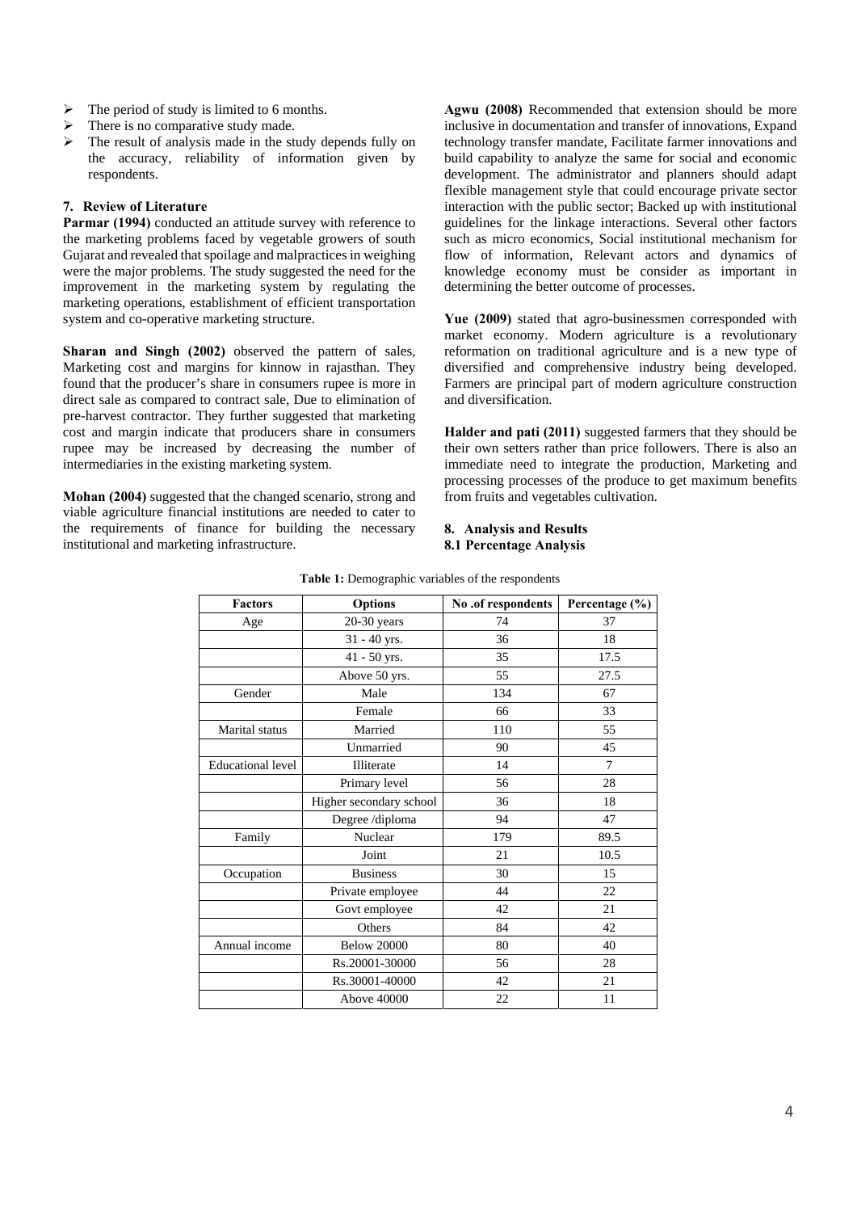- The period of study is limited to 6 months.
- There is no comparative study made.
- The result of analysis made in the study depends fully on the accuracy, reliability of information given by respondents.

### 7. Review of Literature

**Parmar (1994)** conducted an attitude survey with reference to the marketing problems faced by vegetable growers of south Gujarat and revealed that spoilage and malpractices in weighing were the major problems. The study suggested the need for the improvement in the marketing system by regulating the marketing operations, establishment of efficient transportation system and co-operative marketing structure.

**Sharan and Singh (2002)** observed the pattern of sales, Marketing cost and margins for kinnow in rajasthan. They found that the producer's share in consumers rupee is more in direct sale as compared to contract sale, Due to elimination of pre-harvest contractor. They further suggested that marketing cost and margin indicate that producers share in consumers rupee may be increased by decreasing the number of intermediaries in the existing marketing system.

**Mohan (2004)** suggested that the changed scenario, strong and viable agriculture financial institutions are needed to cater to the requirements of finance for building the necessary institutional and marketing infrastructure.

**Agwu (2008)** Recommended that extension should be more inclusive in documentation and transfer of innovations, Expand technology transfer mandate, Facilitate farmer innovations and build capability to analyze the same for social and economic development. The administrator and planners should adapt flexible management style that could encourage private sector interaction with the public sector; Backed up with institutional guidelines for the linkage interactions. Several other factors such as micro economics, Social institutional mechanism for flow of information, Relevant actors and dynamics of knowledge economy must be consider as important in determining the better outcome of processes.

**Yue (2009)** stated that agro-businessmen corresponded with market economy. Modern agriculture is a revolutionary reformation on traditional agriculture and is a new type of diversified and comprehensive industry being developed. Farmers are principal part of modern agriculture construction and diversification.

**Halder and pati (2011)** suggested farmers that they should be their own setters rather than price followers. There is also an immediate need to integrate the production, Marketing and processing processes of the produce to get maximum benefits from fruits and vegetables cultivation.

### 8. Analysis and Results

#### 8.1 Percentage Analysis

**Table 1:** Demographic variables of the respondents

| Factors | Options | No .of respondents | Percentage (%) |
|---|---|---|---|
| Age | 20-30 years | 74 | 37 |
| | 31 - 40 yrs. | 36 | 18 |
| | 41 - 50 yrs. | 35 | 17.5 |
| | Above 50 yrs. | 55 | 27.5 |
| Gender | Male | 134 | 67 |
| | Female | 66 | 33 |
| Marital status | Married | 110 | 55 |
| | Unmarried | 90 | 45 |
| Educational level | Illiterate | 14 | 7 |
| | Primary level | 56 | 28 |
| | Higher secondary school | 36 | 18 |
| | Degree /diploma | 94 | 47 |
| Family | Nuclear | 179 | 89.5 |
| | Joint | 21 | 10.5 |
| Occupation | Business | 30 | 15 |
| | Private employee | 44 | 22 |
| | Govt employee | 42 | 21 |
| | Others | 84 | 42 |
| Annual income | Below 20000 | 80 | 40 |
| | Rs.20001-30000 | 56 | 28 |
| | Rs.30001-40000 | 42 | 21 |
| | Above 40000 | 22 | 11 |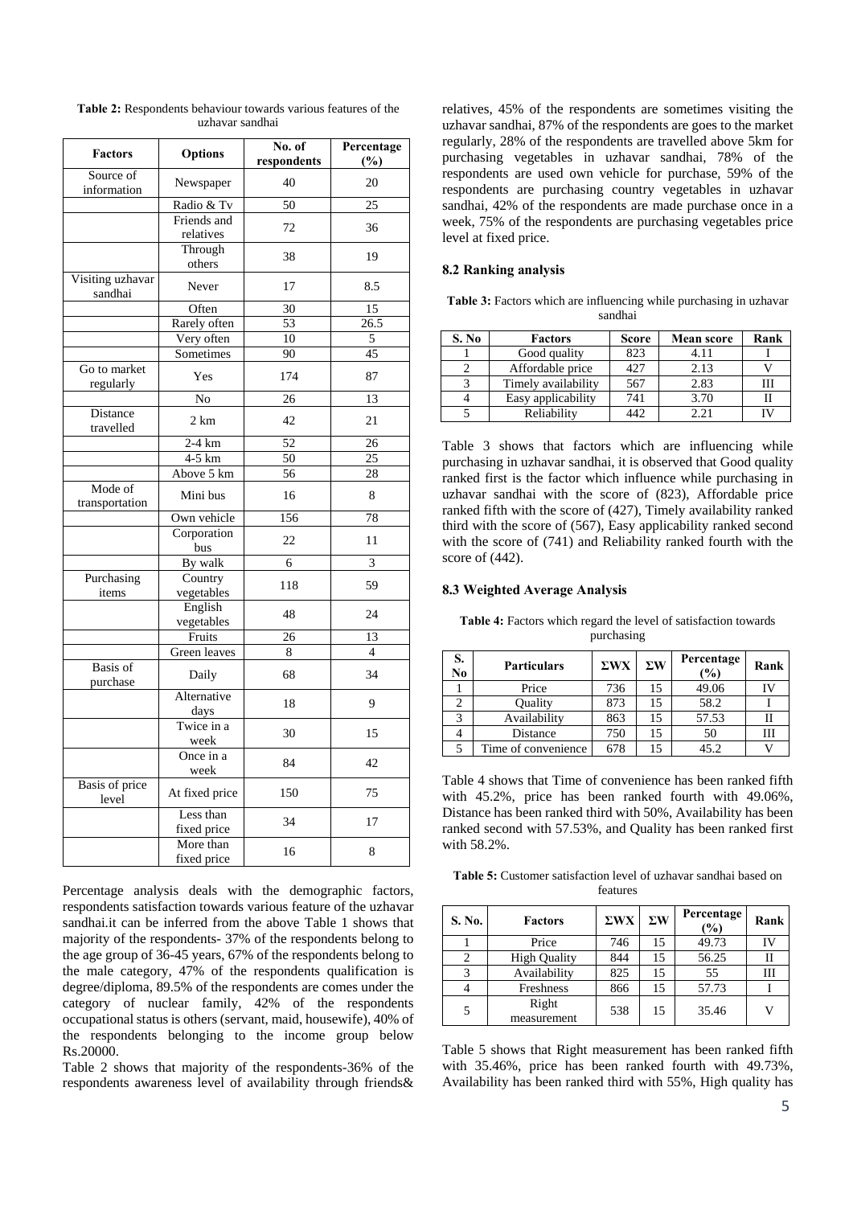**Table 2:** Respondents behaviour towards various features of the uzhavar sandhai

| Factors | Options | No. of respondents | Percentage (%) |
|---|---|---|---|
| Source of information | Newspaper | 40 | 20 |
| | Radio & Tv | 50 | 25 |
| | Friends and relatives | 72 | 36 |
| | Through others | 38 | 19 |
| Visiting uzhavar sandhai | Never | 17 | 8.5 |
| | Often | 30 | 15 |
| | Rarely often | 53 | 26.5 |
| | Very often | 10 | 5 |
| | Sometimes | 90 | 45 |
| Go to market regularly | Yes | 174 | 87 |
| | No | 26 | 13 |
| Distance travelled | 2 km | 42 | 21 |
| | 2-4 km | 52 | 26 |
| | 4-5 km | 50 | 25 |
| | Above 5 km | 56 | 28 |
| Mode of transportation | Mini bus | 16 | 8 |
| | Own vehicle | 156 | 78 |
| | Corporation bus | 22 | 11 |
| | By walk | 6 | 3 |
| Purchasing items | Country vegetables | 118 | 59 |
| | English vegetables | 48 | 24 |
| | Fruits | 26 | 13 |
| | Green leaves | 8 | 4 |
| Basis of purchase | Daily | 68 | 34 |
| | Alternative days | 18 | 9 |
| | Twice in a week | 30 | 15 |
| | Once in a week | 84 | 42 |
| Basis of price level | At fixed price | 150 | 75 |
| | Less than fixed price | 34 | 17 |
| | More than fixed price | 16 | 8 |

Percentage analysis deals with the demographic factors, respondents satisfaction towards various feature of the uzhavar sandhai.it can be inferred from the above Table 1 shows that majority of the respondents- 37% of the respondents belong to the age group of 36-45 years, 67% of the respondents belong to the male category, 47% of the respondents qualification is degree/diploma, 89.5% of the respondents are comes under the category of nuclear family, 42% of the respondents occupational status is others (servant, maid, housewife), 40% of the respondents belonging to the income group below Rs.20000.

Table 2 shows that majority of the respondents-36% of the respondents awareness level of availability through friends& relatives, 45% of the respondents are sometimes visiting the uzhavar sandhai, 87% of the respondents are goes to the market regularly, 28% of the respondents are travelled above 5km for purchasing vegetables in uzhavar sandhai, 78% of the respondents are used own vehicle for purchase, 59% of the respondents are purchasing country vegetables in uzhavar sandhai, 42% of the respondents are made purchase once in a week, 75% of the respondents are purchasing vegetables price level at fixed price.

### 8.2 Ranking analysis

**Table 3:** Factors which are influencing while purchasing in uzhavar sandhai

| S. No | Factors | Score | Mean score | Rank |
|---|---|---|---|---|
| 1 | Good quality | 823 | 4.11 | I |
| 2 | Affordable price | 427 | 2.13 | V |
| 3 | Timely availability | 567 | 2.83 | III |
| 4 | Easy applicability | 741 | 3.70 | II |
| 5 | Reliability | 442 | 2.21 | IV |

Table 3 shows that factors which are influencing while purchasing in uzhavar sandhai, it is observed that Good quality ranked first is the factor which influence while purchasing in uzhavar sandhai with the score of (823), Affordable price ranked fifth with the score of (427), Timely availability ranked third with the score of (567), Easy applicability ranked second with the score of (741) and Reliability ranked fourth with the score of (442).

### 8.3 Weighted Average Analysis

**Table 4:** Factors which regard the level of satisfaction towards purchasing

| S. No | Particulars | ΣWX | ΣW | Percentage (%) | Rank |
|---|---|---|---|---|---|
| 1 | Price | 736 | 15 | 49.06 | IV |
| 2 | Quality | 873 | 15 | 58.2 | I |
| 3 | Availability | 863 | 15 | 57.53 | II |
| 4 | Distance | 750 | 15 | 50 | III |
| 5 | Time of convenience | 678 | 15 | 45.2 | V |

Table 4 shows that Time of convenience has been ranked fifth with 45.2%, price has been ranked fourth with 49.06%, Distance has been ranked third with 50%, Availability has been ranked second with 57.53%, and Quality has been ranked first with 58.2%.

**Table 5:** Customer satisfaction level of uzhavar sandhai based on features

| S. No. | Factors | ΣWX | ΣW | Percentage (%) | Rank |
|---|---|---|---|---|---|
| 1 | Price | 746 | 15 | 49.73 | IV |
| 2 | High Quality | 844 | 15 | 56.25 | II |
| 3 | Availability | 825 | 15 | 55 | III |
| 4 | Freshness | 866 | 15 | 57.73 | I |
| 5 | Right measurement | 538 | 15 | 35.46 | V |

Table 5 shows that Right measurement has been ranked fifth with 35.46%, price has been ranked fourth with 49.73%, Availability has been ranked third with 55%, High quality has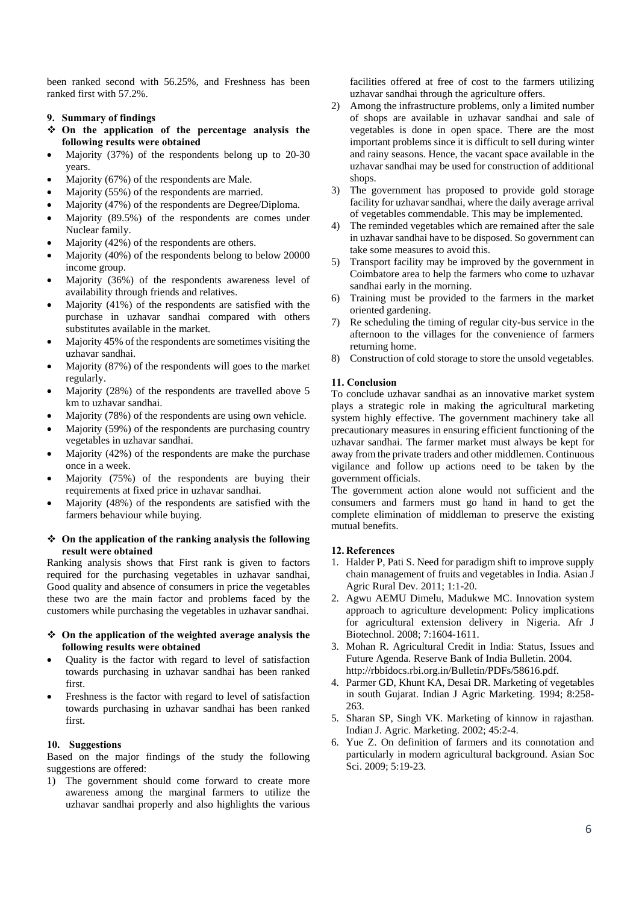been ranked second with 56.25%, and Freshness has been ranked first with 57.2%.

## 9. Summary of findings

❖ **On the application of the percentage analysis the following results were obtained**

- Majority (37%) of the respondents belong up to 20-30 years.
- Majority (67%) of the respondents are Male.
- Majority (55%) of the respondents are married.
- Majority (47%) of the respondents are Degree/Diploma.
- Majority (89.5%) of the respondents are comes under Nuclear family.
- Majority (42%) of the respondents are others.
- Majority (40%) of the respondents belong to below 20000 income group.
- Majority (36%) of the respondents awareness level of availability through friends and relatives.
- Majority (41%) of the respondents are satisfied with the purchase in uzhavar sandhai compared with others substitutes available in the market.
- Majority 45% of the respondents are sometimes visiting the uzhavar sandhai.
- Majority (87%) of the respondents will goes to the market regularly.
- Majority (28%) of the respondents are travelled above 5 km to uzhavar sandhai.
- Majority (78%) of the respondents are using own vehicle.
- Majority (59%) of the respondents are purchasing country vegetables in uzhavar sandhai.
- Majority (42%) of the respondents are make the purchase once in a week.
- Majority (75%) of the respondents are buying their requirements at fixed price in uzhavar sandhai.
- Majority (48%) of the respondents are satisfied with the farmers behaviour while buying.

❖ **On the application of the ranking analysis the following result were obtained**

Ranking analysis shows that First rank is given to factors required for the purchasing vegetables in uzhavar sandhai, Good quality and absence of consumers in price the vegetables these two are the main factor and problems faced by the customers while purchasing the vegetables in uzhavar sandhai.

❖ **On the application of the weighted average analysis the following results were obtained**

- Quality is the factor with regard to level of satisfaction towards purchasing in uzhavar sandhai has been ranked first.
- Freshness is the factor with regard to level of satisfaction towards purchasing in uzhavar sandhai has been ranked first.

## 10. Suggestions

Based on the major findings of the study the following suggestions are offered:

1) The government should come forward to create more awareness among the marginal farmers to utilize the uzhavar sandhai properly and also highlights the various facilities offered at free of cost to the farmers utilizing uzhavar sandhai through the agriculture offers.
2) Among the infrastructure problems, only a limited number of shops are available in uzhavar sandhai and sale of vegetables is done in open space. There are the most important problems since it is difficult to sell during winter and rainy seasons. Hence, the vacant space available in the uzhavar sandhai may be used for construction of additional shops.
3) The government has proposed to provide gold storage facility for uzhavar sandhai, where the daily average arrival of vegetables commendable. This may be implemented.
4) The reminded vegetables which are remained after the sale in uzhavar sandhai have to be disposed. So government can take some measures to avoid this.
5) Transport facility may be improved by the government in Coimbatore area to help the farmers who come to uzhavar sandhai early in the morning.
6) Training must be provided to the farmers in the market oriented gardening.
7) Re scheduling the timing of regular city-bus service in the afternoon to the villages for the convenience of farmers returning home.
8) Construction of cold storage to store the unsold vegetables.

## 11. Conclusion

To conclude uzhavar sandhai as an innovative market system plays a strategic role in making the agricultural marketing system highly effective. The government machinery take all precautionary measures in ensuring efficient functioning of the uzhavar sandhai. The farmer market must always be kept for away from the private traders and other middlemen. Continuous vigilance and follow up actions need to be taken by the government officials.

The government action alone would not sufficient and the consumers and farmers must go hand in hand to get the complete elimination of middleman to preserve the existing mutual benefits.

## 12. References

1. Halder P, Pati S. Need for paradigm shift to improve supply chain management of fruits and vegetables in India. Asian J Agric Rural Dev. 2011; 1:1-20.
2. Agwu AEMU Dimelu, Madukwe MC. Innovation system approach to agriculture development: Policy implications for agricultural extension delivery in Nigeria. Afr J Biotechnol. 2008; 7:1604-1611.
3. Mohan R. Agricultural Credit in India: Status, Issues and Future Agenda. Reserve Bank of India Bulletin. 2004. http://rbbidocs.rbi.org.in/Bulletin/PDFs/58616.pdf.
4. Parmer GD, Khunt KA, Desai DR. Marketing of vegetables in south Gujarat. Indian J Agric Marketing. 1994; 8:258-263.
5. Sharan SP, Singh VK. Marketing of kinnow in rajasthan. Indian J. Agric. Marketing. 2002; 45:2-4.
6. Yue Z. On definition of farmers and its connotation and particularly in modern agricultural background. Asian Soc Sci. 2009; 5:19-23.